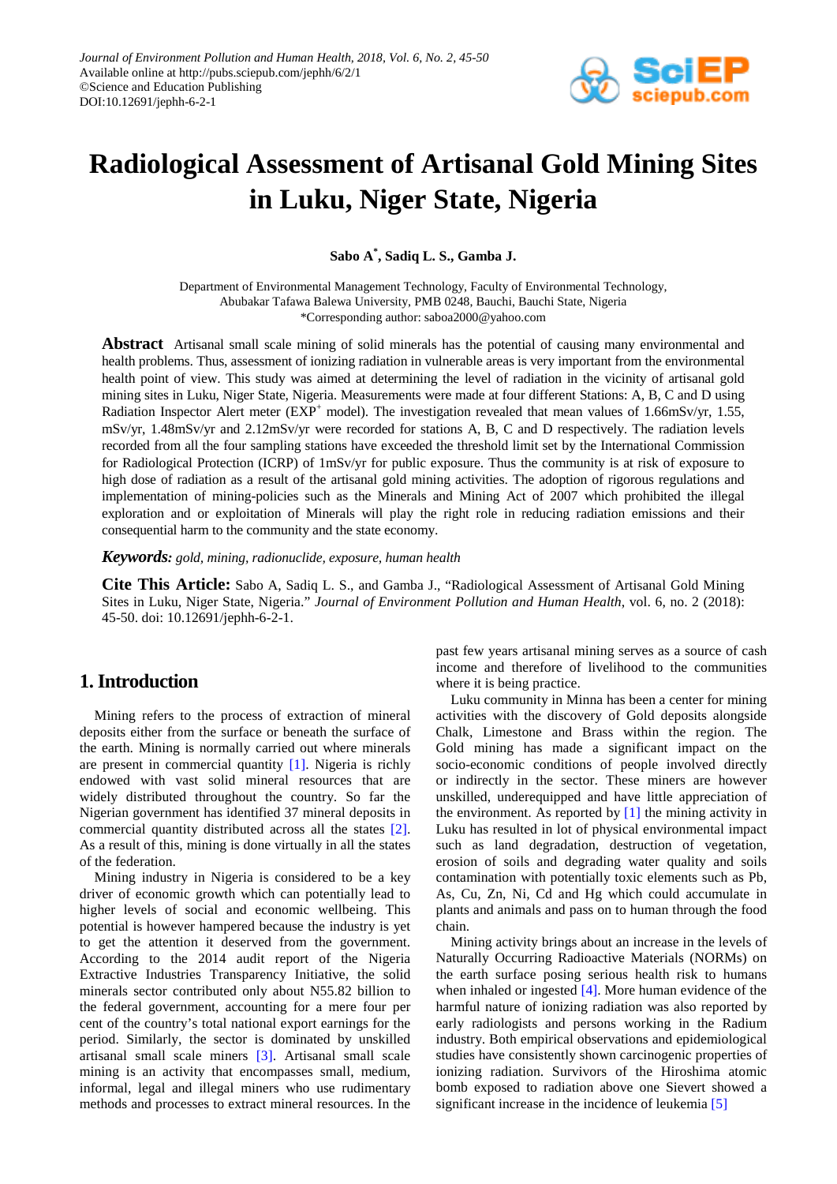# Radiological Assessment of Artisanal Gold Mining Sites in Luku, Niger State, Nigeria

**Sabo A[*], Sadiq L. S., Gamba J.**

Department of Environmental Management Technology, Faculty of Environmental Technology, Abubakar Tafawa Balewa University, PMB 0248, Bauchi, Bauchi State, Nigeria
*Corresponding author: saboa2000@yahoo.com

**Abstract** Artisanal small scale mining of solid minerals has the potential of causing many environmental and health problems. Thus, assessment of ionizing radiation in vulnerable areas is very important from the environmental health point of view. This study was aimed at determining the level of radiation in the vicinity of artisanal gold mining sites in Luku, Niger State, Nigeria. Measurements were made at four different Stations: A, B, C and D using Radiation Inspector Alert meter (EXP$^+$ model). The investigation revealed that mean values of 1.66mSv/yr, 1.55, mSv/yr, 1.48mSv/yr and 2.12mSv/yr were recorded for stations A, B, C and D respectively. The radiation levels recorded from all the four sampling stations have exceeded the threshold limit set by the International Commission for Radiological Protection (ICRP) of 1mSv/yr for public exposure. Thus the community is at risk of exposure to high dose of radiation as a result of the artisanal gold mining activities. The adoption of rigorous regulations and implementation of mining-policies such as the Minerals and Mining Act of 2007 which prohibited the illegal exploration and or exploitation of Minerals will play the right role in reducing radiation emissions and their consequential harm to the community and the state economy.

***Keywords:*** *gold, mining, radionuclide, exposure, human health*

**Cite This Article:** Sabo A, Sadiq L. S., and Gamba J., "Radiological Assessment of Artisanal Gold Mining Sites in Luku, Niger State, Nigeria." *Journal of Environment Pollution and Human Health*, vol. 6, no. 2 (2018): 45-50. doi: 10.12691/jephh-6-2-1.

## 1. Introduction

Mining refers to the process of extraction of mineral deposits either from the surface or beneath the surface of the earth. Mining is normally carried out where minerals are present in commercial quantity [1]. Nigeria is richly endowed with vast solid mineral resources that are widely distributed throughout the country. So far the Nigerian government has identified 37 mineral deposits in commercial quantity distributed across all the states [2]. As a result of this, mining is done virtually in all the states of the federation.

Mining industry in Nigeria is considered to be a key driver of economic growth which can potentially lead to higher levels of social and economic wellbeing. This potential is however hampered because the industry is yet to get the attention it deserved from the government. According to the 2014 audit report of the Nigeria Extractive Industries Transparency Initiative, the solid minerals sector contributed only about N55.82 billion to the federal government, accounting for a mere four per cent of the country's total national export earnings for the period. Similarly, the sector is dominated by unskilled artisanal small scale miners [3]. Artisanal small scale mining is an activity that encompasses small, medium, informal, legal and illegal miners who use rudimentary methods and processes to extract mineral resources. In the past few years artisanal mining serves as a source of cash income and therefore of livelihood to the communities where it is being practice.

Luku community in Minna has been a center for mining activities with the discovery of Gold deposits alongside Chalk, Limestone and Brass within the region. The Gold mining has made a significant impact on the socio-economic conditions of people involved directly or indirectly in the sector. These miners are however unskilled, underequipped and have little appreciation of the environment. As reported by [1] the mining activity in Luku has resulted in lot of physical environmental impact such as land degradation, destruction of vegetation, erosion of soils and degrading water quality and soils contamination with potentially toxic elements such as Pb, As, Cu, Zn, Ni, Cd and Hg which could accumulate in plants and animals and pass on to human through the food chain.

Mining activity brings about an increase in the levels of Naturally Occurring Radioactive Materials (NORMs) on the earth surface posing serious health risk to humans when inhaled or ingested [4]. More human evidence of the harmful nature of ionizing radiation was also reported by early radiologists and persons working in the Radium industry. Both empirical observations and epidemiological studies have consistently shown carcinogenic properties of ionizing radiation. Survivors of the Hiroshima atomic bomb exposed to radiation above one Sievert showed a significant increase in the incidence of leukemia [5]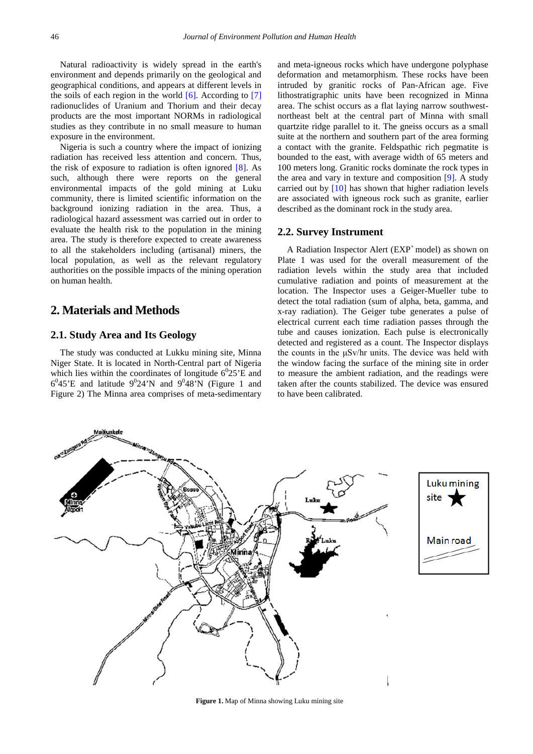Natural radioactivity is widely spread in the earth's environment and depends primarily on the geological and geographical conditions, and appears at different levels in the soils of each region in the world [6]. According to [7] radionuclides of Uranium and Thorium and their decay products are the most important NORMs in radiological studies as they contribute in no small measure to human exposure in the environment.

Nigeria is such a country where the impact of ionizing radiation has received less attention and concern. Thus, the risk of exposure to radiation is often ignored [8]. As such, although there were reports on the general environmental impacts of the gold mining at Luku community, there is limited scientific information on the background ionizing radiation in the area. Thus, a radiological hazard assessment was carried out in order to evaluate the health risk to the population in the mining area. The study is therefore expected to create awareness to all the stakeholders including (artisanal) miners, the local population, as well as the relevant regulatory authorities on the possible impacts of the mining operation on human health.

## 2. Materials and Methods

### 2.1. Study Area and Its Geology

The study was conducted at Lukku mining site, Minna Niger State. It is located in North-Central part of Nigeria which lies within the coordinates of longitude $6^{0}25'$E and $6^{0}45'$E and latitude $9^{0}24'$N and $9^{0}48'$N (Figure 1 and Figure 2) The Minna area comprises of meta-sedimentary and meta-igneous rocks which have undergone polyphase deformation and metamorphism. These rocks have been intruded by granitic rocks of Pan-African age. Five lithostratigraphic units have been recognized in Minna area. The schist occurs as a flat laying narrow southwest-northeast belt at the central part of Minna with small quartzite ridge parallel to it. The gneiss occurs as a small suite at the northern and southern part of the area forming a contact with the granite. Feldspathic rich pegmatite is bounded to the east, with average width of 65 meters and 100 meters long. Granitic rocks dominate the rock types in the area and vary in texture and composition [9]. A study carried out by [10] has shown that higher radiation levels are associated with igneous rock such as granite, earlier described as the dominant rock in the study area.

### 2.2. Survey Instrument

A Radiation Inspector Alert (EXP$^{+}$ model) as shown on Plate 1 was used for the overall measurement of the radiation levels within the study area that included cumulative radiation and points of measurement at the location. The Inspector uses a Geiger-Mueller tube to detect the total radiation (sum of alpha, beta, gamma, and x-ray radiation). The Geiger tube generates a pulse of electrical current each time radiation passes through the tube and causes ionization. Each pulse is electronically detected and registered as a count. The Inspector displays the counts in the μSv/hr units. The device was held with the window facing the surface of the mining site in order to measure the ambient radiation, and the readings were taken after the counts stabilized. The device was ensured to have been calibrated.

**Figure 1.** Map of Minna showing Luku mining site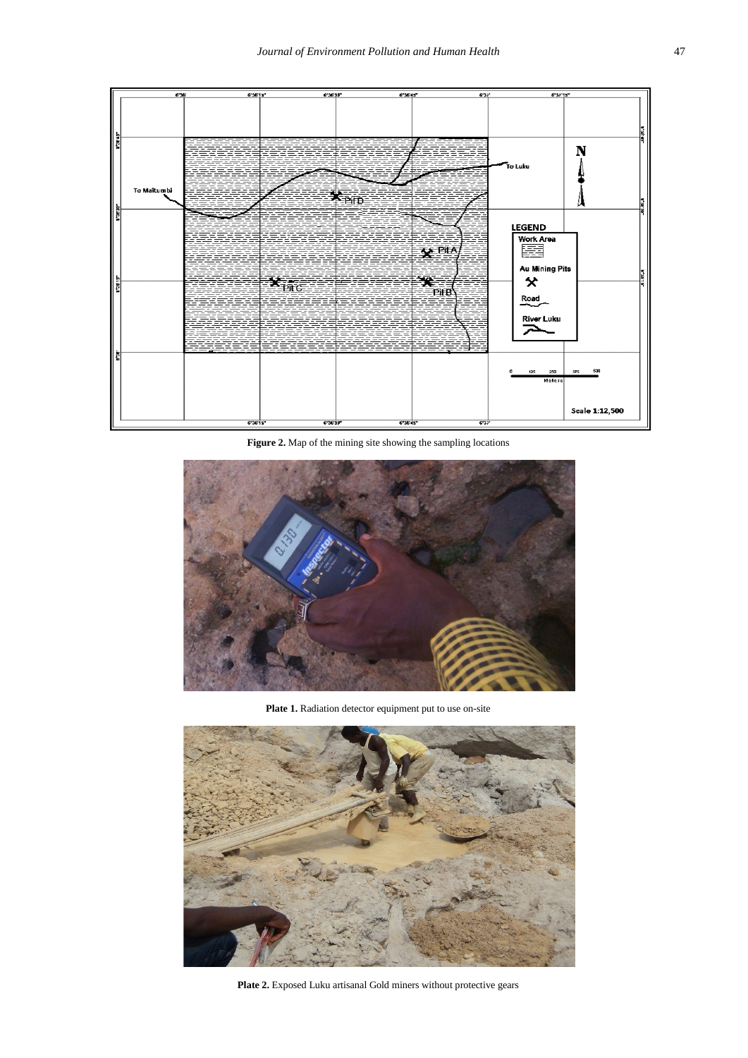**Figure 2.** Map of the mining site showing the sampling locations

**Plate 1.** Radiation detector equipment put to use on-site

**Plate 2.** Exposed Luku artisanal Gold miners without protective gears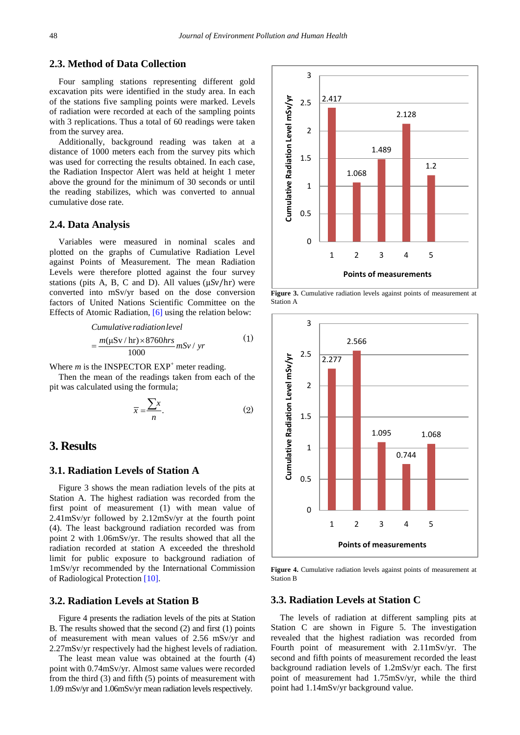### 2.3. Method of Data Collection

Four sampling stations representing different gold excavation pits were identified in the study area. In each of the stations five sampling points were marked. Levels of radiation were recorded at each of the sampling points with 3 replications. Thus a total of 60 readings were taken from the survey area.

Additionally, background reading was taken at a distance of 1000 meters each from the survey pits which was used for correcting the results obtained. In each case, the Radiation Inspector Alert was held at height 1 meter above the ground for the minimum of 30 seconds or until the reading stabilizes, which was converted to annual cumulative dose rate.

### 2.4. Data Analysis

Variables were measured in nominal scales and plotted on the graphs of Cumulative Radiation Level against Points of Measurement. The mean Radiation Levels were therefore plotted against the four survey stations (pits A, B, C and D). All values (μSv/hr) were converted into mSv/yr based on the dose conversion factors of United Nations Scientific Committee on the Effects of Atomic Radiation, [6] using the relation below:

$$\text{Cumulative radiation level} = \frac{m(\mu\text{Sv/hr}) \times 8760 hrs}{1000} mSv/yr \quad (1)$$

Where $m$ is the INSPECTOR EXP$^{+}$ meter reading.

Then the mean of the readings taken from each of the pit was calculated using the formula;

$$\bar{x} = \frac{\sum x}{n}. \quad (2)$$

## 3. Results

### 3.1. Radiation Levels of Station A

Figure 3 shows the mean radiation levels of the pits at Station A. The highest radiation was recorded from the first point of measurement (1) with mean value of 2.41mSv/yr followed by 2.12mSv/yr at the fourth point (4). The least background radiation recorded was from point 2 with 1.06mSv/yr. The results showed that all the radiation recorded at station A exceeded the threshold limit for public exposure to background radiation of 1mSv/yr recommended by the International Commission of Radiological Protection [10].

**Figure 3.** Cumulative radiation levels against points of measurement at Station A

**Figure 4.** Cumulative radiation levels against points of measurement at Station B

### 3.2. Radiation Levels at Station B

Figure 4 presents the radiation levels of the pits at Station B. The results showed that the second (2) and first (1) points of measurement with mean values of 2.56 mSv/yr and 2.27mSv/yr respectively had the highest levels of radiation.

The least mean value was obtained at the fourth (4) point with 0.74mSv/yr. Almost same values were recorded from the third (3) and fifth (5) points of measurement with 1.09 mSv/yr and 1.06mSv/yr mean radiation levels respectively.

### 3.3. Radiation Levels at Station C

The levels of radiation at different sampling pits at Station C are shown in Figure 5. The investigation revealed that the highest radiation was recorded from Fourth point of measurement with 2.11mSv/yr. The second and fifth points of measurement recorded the least background radiation levels of 1.2mSv/yr each. The first point of measurement had 1.75mSv/yr, while the third point had 1.14mSv/yr background value.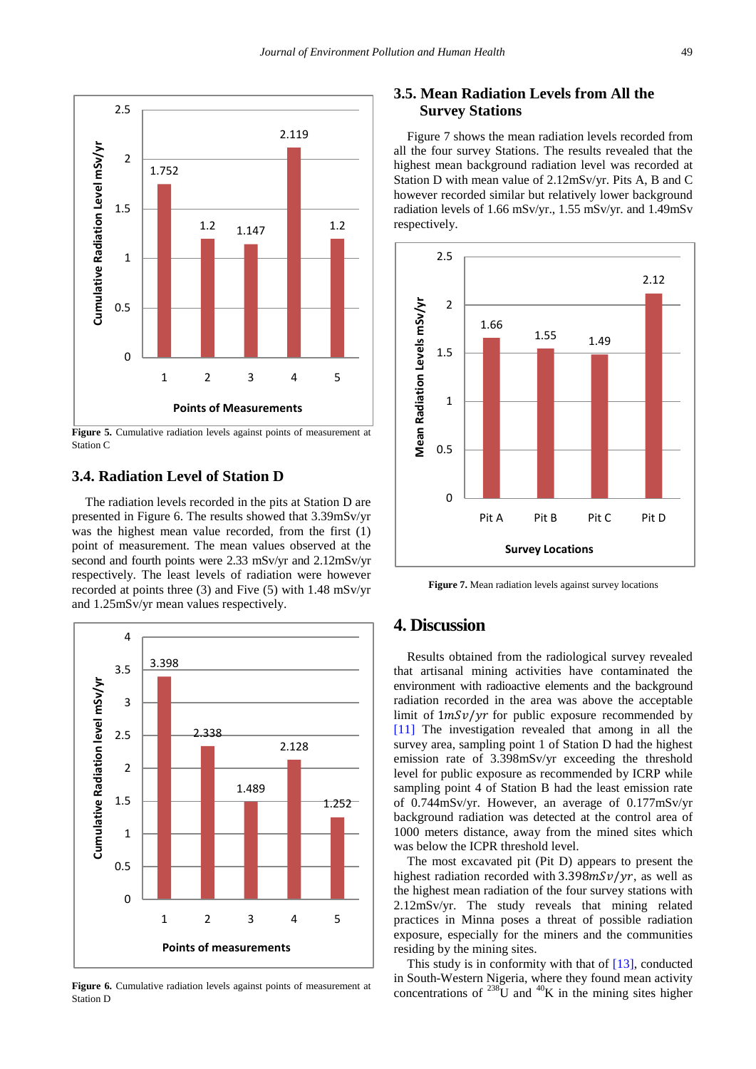**Figure 5.** Cumulative radiation levels against points of measurement at Station C

### 3.4. Radiation Level of Station D

The radiation levels recorded in the pits at Station D are presented in Figure 6. The results showed that 3.39mSv/yr was the highest mean value recorded, from the first (1) point of measurement. The mean values observed at the second and fourth points were 2.33 mSv/yr and 2.12mSv/yr respectively. The least levels of radiation were however recorded at points three (3) and Five (5) with 1.48 mSv/yr and 1.25mSv/yr mean values respectively.

**Figure 6.** Cumulative radiation levels against points of measurement at Station D

### 3.5. Mean Radiation Levels from All the Survey Stations

Figure 7 shows the mean radiation levels recorded from all the four survey Stations. The results revealed that the highest mean background radiation level was recorded at Station D with mean value of 2.12mSv/yr. Pits A, B and C however recorded similar but relatively lower background radiation levels of 1.66 mSv/yr., 1.55 mSv/yr. and 1.49mSv respectively.

**Figure 7.** Mean radiation levels against survey locations

## 4. Discussion

Results obtained from the radiological survey revealed that artisanal mining activities have contaminated the environment with radioactive elements and the background radiation recorded in the area was above the acceptable limit of $1mSv/yr$ for public exposure recommended by [11] The investigation revealed that among in all the survey area, sampling point 1 of Station D had the highest emission rate of 3.398mSv/yr exceeding the threshold level for public exposure as recommended by ICRP while sampling point 4 of Station B had the least emission rate of 0.744mSv/yr. However, an average of 0.177mSv/yr background radiation was detected at the control area of 1000 meters distance, away from the mined sites which was below the ICPR threshold level.

The most excavated pit (Pit D) appears to present the highest radiation recorded with 3.398$mSv/yr$, as well as the highest mean radiation of the four survey stations with 2.12mSv/yr. The study reveals that mining related practices in Minna poses a threat of possible radiation exposure, especially for the miners and the communities residing by the mining sites.

This study is in conformity with that of [13], conducted in South-Western Nigeria, where they found mean activity concentrations of $^{238}U$ and $^{40}K$ in the mining sites higher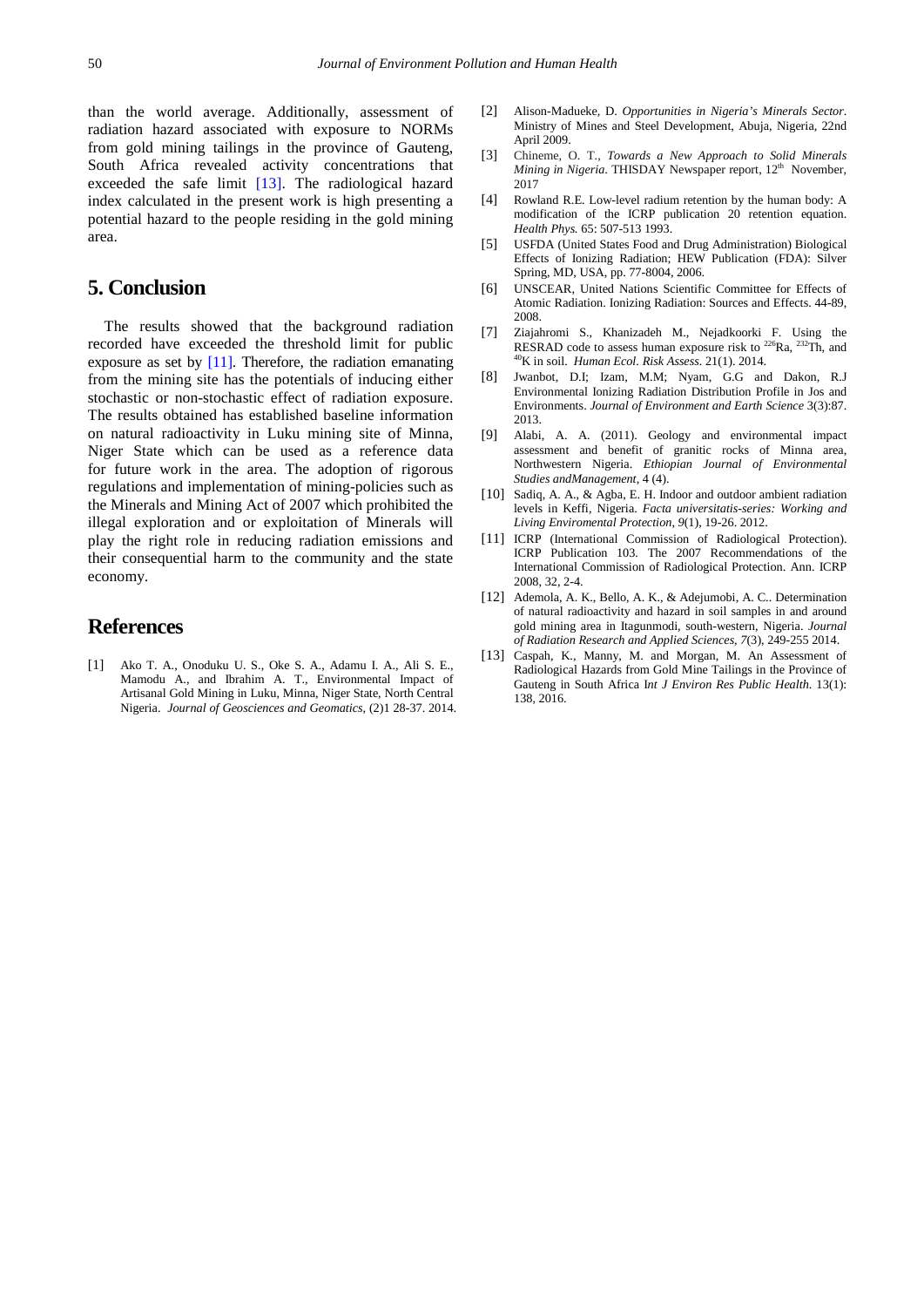than the world average. Additionally, assessment of radiation hazard associated with exposure to NORMs from gold mining tailings in the province of Gauteng, South Africa revealed activity concentrations that exceeded the safe limit [13]. The radiological hazard index calculated in the present work is high presenting a potential hazard to the people residing in the gold mining area.

## 5. Conclusion

The results showed that the background radiation recorded have exceeded the threshold limit for public exposure as set by [11]. Therefore, the radiation emanating from the mining site has the potentials of inducing either stochastic or non-stochastic effect of radiation exposure. The results obtained has established baseline information on natural radioactivity in Luku mining site of Minna, Niger State which can be used as a reference data for future work in the area. The adoption of rigorous regulations and implementation of mining-policies such as the Minerals and Mining Act of 2007 which prohibited the illegal exploration and or exploitation of Minerals will play the right role in reducing radiation emissions and their consequential harm to the community and the state economy.

## References

[1] Ako T. A., Onoduku U. S., Oke S. A., Adamu I. A., Ali S. E., Mamodu A., and Ibrahim A. T., Environmental Impact of Artisanal Gold Mining in Luku, Minna, Niger State, North Central Nigeria. *Journal of Geosciences and Geomatics*, (2)1 28-37. 2014.

[2] Alison-Madueke, D. *Opportunities in Nigeria's Minerals Sector*. Ministry of Mines and Steel Development, Abuja, Nigeria, 22nd April 2009.

[3] Chineme, O. T., *Towards a New Approach to Solid Minerals Mining in Nigeria*. THISDAY Newspaper report, 12th November, 2017

[4] Rowland R.E. Low-level radium retention by the human body: A modification of the ICRP publication 20 retention equation. *Health Phys.* 65: 507-513 1993.

[5] USFDA (United States Food and Drug Administration) Biological Effects of Ionizing Radiation; HEW Publication (FDA): Silver Spring, MD, USA, pp. 77-8004, 2006.

[6] UNSCEAR, United Nations Scientific Committee for Effects of Atomic Radiation. Ionizing Radiation: Sources and Effects. 44-89, 2008.

[7] Ziajahromi S., Khanizadeh M., Nejadkoorki F. Using the RESRAD code to assess human exposure risk to $^{226}$Ra, $^{232}$Th, and $^{40}$K in soil. *Human Ecol. Risk Assess.* 21(1). 2014.

[8] Jwanbot, D.I; Izam, M.M; Nyam, G.G and Dakon, R.J Environmental Ionizing Radiation Distribution Profile in Jos and Environments. *Journal of Environment and Earth Science* 3(3):87. 2013.

[9] Alabi, A. A. (2011). Geology and environmental impact assessment and benefit of granitic rocks of Minna area, Northwestern Nigeria. *Ethiopian Journal of Environmental Studies andManagement*, 4 (4).

[10] Sadiq, A. A., & Agba, E. H. Indoor and outdoor ambient radiation levels in Keffi, Nigeria. *Facta universitatis-series: Working and Living Enviromental Protection*, *9*(1), 19-26. 2012.

[11] ICRP (International Commission of Radiological Protection). ICRP Publication 103. The 2007 Recommendations of the International Commission of Radiological Protection. Ann. ICRP 2008, 32, 2-4.

[12] Ademola, A. K., Bello, A. K., & Adejumobi, A. C.. Determination of natural radioactivity and hazard in soil samples in and around gold mining area in Itagunmodi, south-western, Nigeria. *Journal of Radiation Research and Applied Sciences*, *7*(3), 249-255 2014.

[13] Caspah, K., Manny, M. and Morgan, M. An Assessment of Radiological Hazards from Gold Mine Tailings in the Province of Gauteng in South Africa I*nt J Environ Res Public Health*. 13(1): 138, 2016.